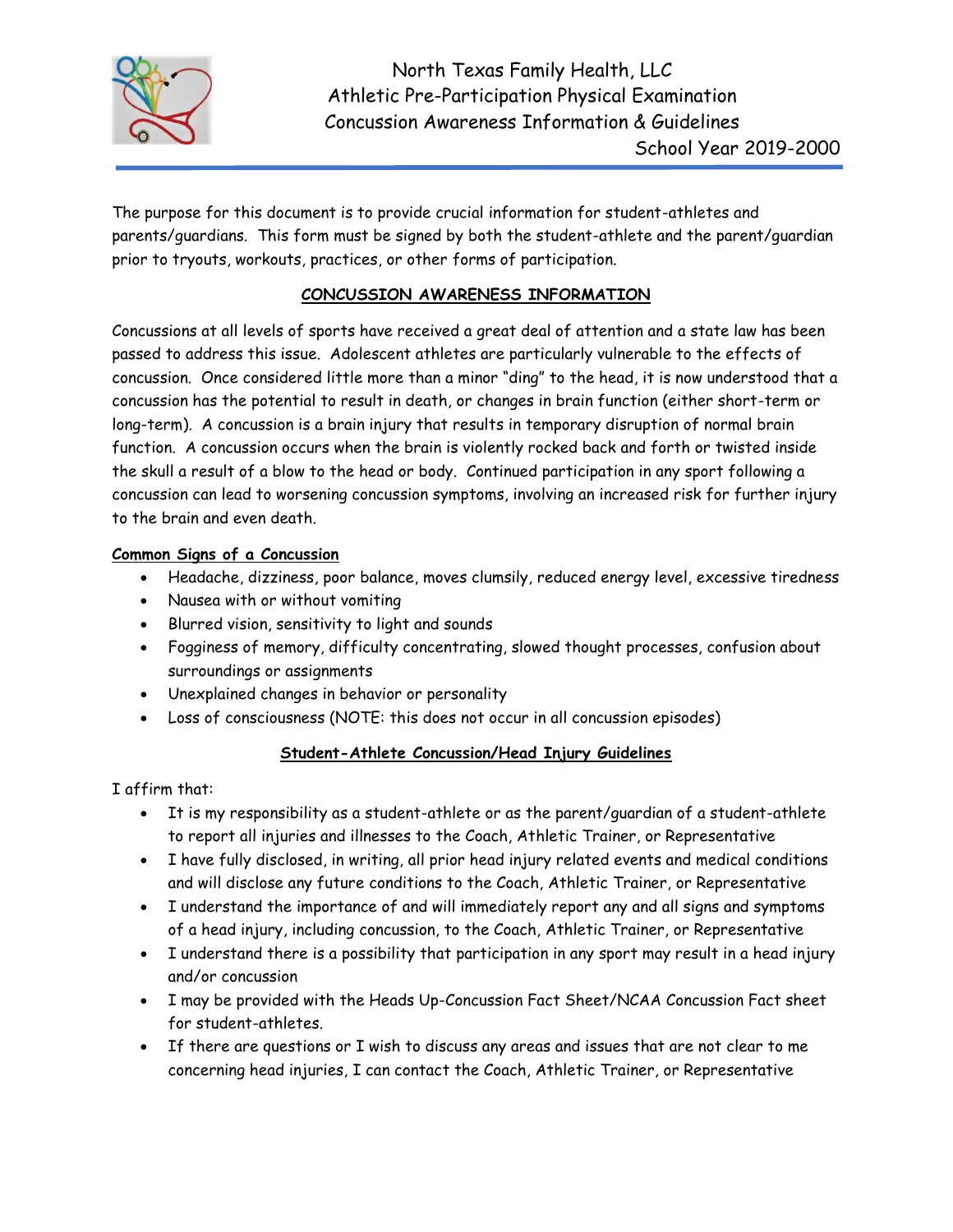# North Texas Family Health, LLC
## Athletic Pre-Participation Physical Examination
## Concussion Awareness Information & Guidelines

School Year 2019-2000

The purpose for this document is to provide crucial information for student-athletes and parents/guardians. This form must be signed by both the student-athlete and the parent/guardian prior to tryouts, workouts, practices, or other forms of participation.

## CONCUSSION AWARENESS INFORMATION

Concussions at all levels of sports have received a great deal of attention and a state law has been passed to address this issue. Adolescent athletes are particularly vulnerable to the effects of concussion. Once considered little more than a minor "ding" to the head, it is now understood that a concussion has the potential to result in death, or changes in brain function (either short-term or long-term). A concussion is a brain injury that results in temporary disruption of normal brain function. A concussion occurs when the brain is violently rocked back and forth or twisted inside the skull a result of a blow to the head or body. Continued participation in any sport following a concussion can lead to worsening concussion symptoms, involving an increased risk for further injury to the brain and even death.

### Common Signs of a Concussion

- Headache, dizziness, poor balance, moves clumsily, reduced energy level, excessive tiredness
- Nausea with or without vomiting
- Blurred vision, sensitivity to light and sounds
- Fogginess of memory, difficulty concentrating, slowed thought processes, confusion about surroundings or assignments
- Unexplained changes in behavior or personality
- Loss of consciousness (NOTE: this does not occur in all concussion episodes)

## Student-Athlete Concussion/Head Injury Guidelines

I affirm that:

- It is my responsibility as a student-athlete or as the parent/guardian of a student-athlete to report all injuries and illnesses to the Coach, Athletic Trainer, or Representative
- I have fully disclosed, in writing, all prior head injury related events and medical conditions and will disclose any future conditions to the Coach, Athletic Trainer, or Representative
- I understand the importance of and will immediately report any and all signs and symptoms of a head injury, including concussion, to the Coach, Athletic Trainer, or Representative
- I understand there is a possibility that participation in any sport may result in a head injury and/or concussion
- I may be provided with the Heads Up-Concussion Fact Sheet/NCAA Concussion Fact sheet for student-athletes.
- If there are questions or I wish to discuss any areas and issues that are not clear to me concerning head injuries, I can contact the Coach, Athletic Trainer, or Representative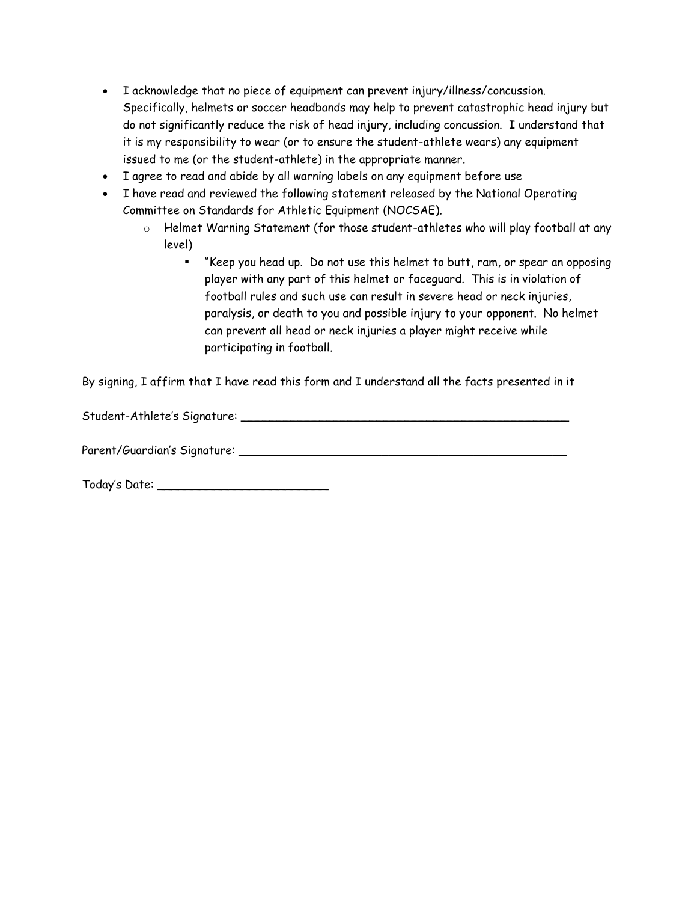- I acknowledge that no piece of equipment can prevent injury/illness/concussion. Specifically, helmets or soccer headbands may help to prevent catastrophic head injury but do not significantly reduce the risk of head injury, including concussion. I understand that it is my responsibility to wear (or to ensure the student-athlete wears) any equipment issued to me (or the student-athlete) in the appropriate manner.
- I agree to read and abide by all warning labels on any equipment before use
- I have read and reviewed the following statement released by the National Operating Committee on Standards for Athletic Equipment (NOCSAE).
    - Helmet Warning Statement (for those student-athletes who will play football at any level)
        - "Keep you head up. Do not use this helmet to butt, ram, or spear an opposing player with any part of this helmet or faceguard. This is in violation of football rules and such use can result in severe head or neck injuries, paralysis, or death to you and possible injury to your opponent. No helmet can prevent all head or neck injuries a player might receive while participating in football.

By signing, I affirm that I have read this form and I understand all the facts presented in it

Student-Athlete's Signature: ________________________________________________

Parent/Guardian's Signature: ________________________________________________

Today's Date: ________________________